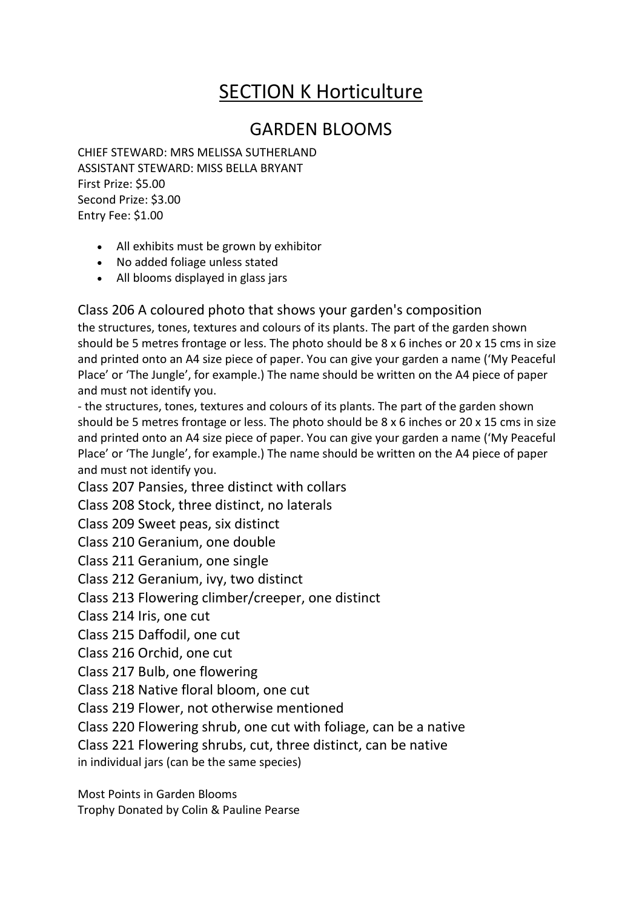# SECTION K Horticulture

## GARDEN BLOOMS

CHIEF STEWARD: MRS MELISSA SUTHERLAND
ASSISTANT STEWARD: MISS BELLA BRYANT
First Prize: $5.00
Second Prize: $3.00
Entry Fee: $1.00

- All exhibits must be grown by exhibitor
- No added foliage unless stated
- All blooms displayed in glass jars

Class 206 A coloured photo that shows your garden's composition

the structures, tones, textures and colours of its plants. The part of the garden shown should be 5 metres frontage or less. The photo should be 8 x 6 inches or 20 x 15 cms in size and printed onto an A4 size piece of paper. You can give your garden a name ('My Peaceful Place' or 'The Jungle', for example.) The name should be written on the A4 piece of paper and must not identify you.

- the structures, tones, textures and colours of its plants. The part of the garden shown should be 5 metres frontage or less. The photo should be 8 x 6 inches or 20 x 15 cms in size and printed onto an A4 size piece of paper. You can give your garden a name ('My Peaceful Place' or 'The Jungle', for example.) The name should be written on the A4 piece of paper and must not identify you.

Class 207 Pansies, three distinct with collars
Class 208 Stock, three distinct, no laterals
Class 209 Sweet peas, six distinct
Class 210 Geranium, one double
Class 211 Geranium, one single
Class 212 Geranium, ivy, two distinct
Class 213 Flowering climber/creeper, one distinct
Class 214 Iris, one cut
Class 215 Daffodil, one cut
Class 216 Orchid, one cut
Class 217 Bulb, one flowering
Class 218 Native floral bloom, one cut
Class 219 Flower, not otherwise mentioned
Class 220 Flowering shrub, one cut with foliage, can be a native
Class 221 Flowering shrubs, cut, three distinct, can be native
in individual jars (can be the same species)

Most Points in Garden Blooms
Trophy Donated by Colin & Pauline Pearse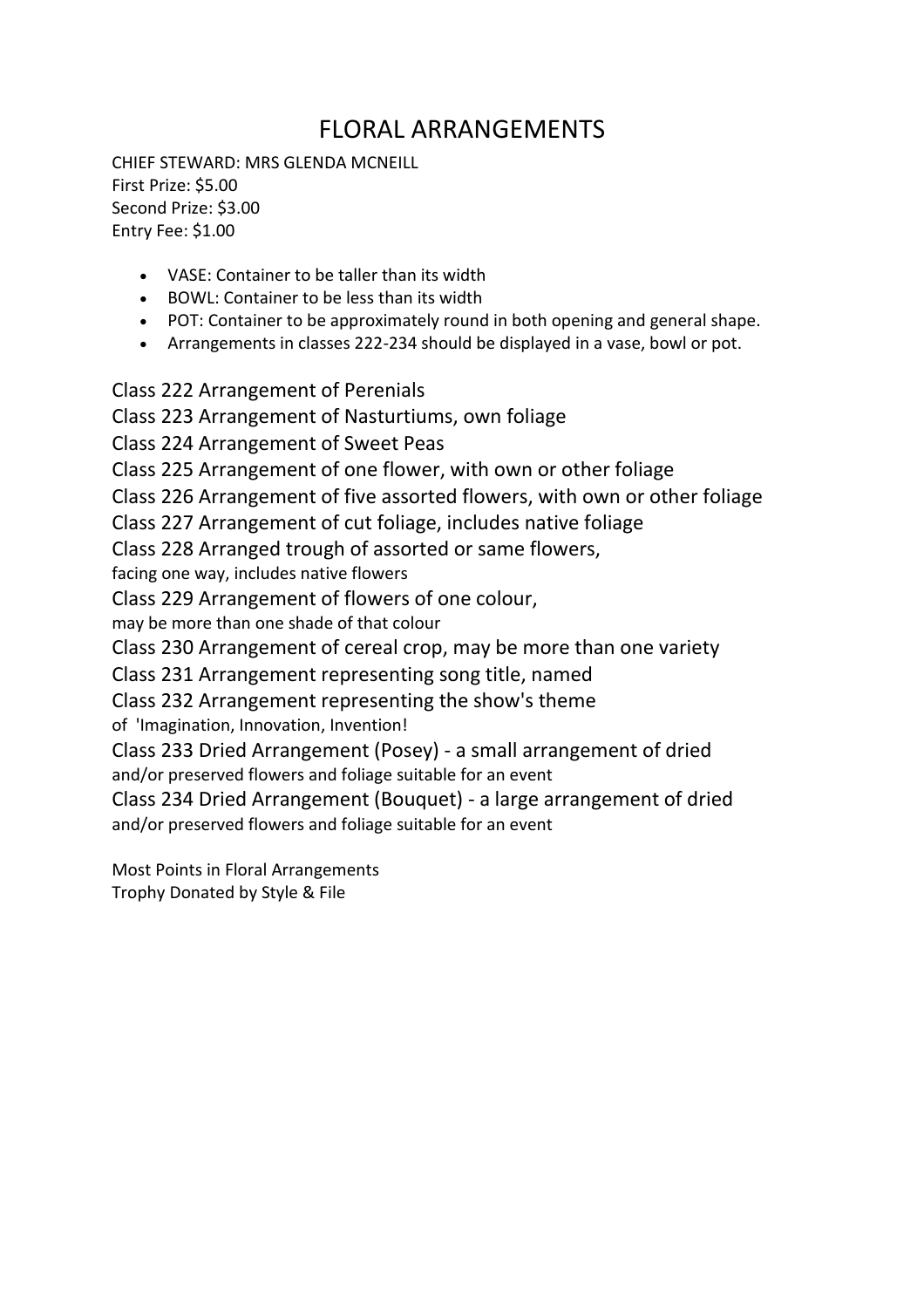# FLORAL ARRANGEMENTS

CHIEF STEWARD: MRS GLENDA MCNEILL
First Prize: $5.00
Second Prize: $3.00
Entry Fee: $1.00

- VASE: Container to be taller than its width
- BOWL: Container to be less than its width
- POT: Container to be approximately round in both opening and general shape.
- Arrangements in classes 222-234 should be displayed in a vase, bowl or pot.

Class 222 Arrangement of Perenials

Class 223 Arrangement of Nasturtiums, own foliage

Class 224 Arrangement of Sweet Peas

Class 225 Arrangement of one flower, with own or other foliage

Class 226 Arrangement of five assorted flowers, with own or other foliage

Class 227 Arrangement of cut foliage, includes native foliage

Class 228 Arranged trough of assorted or same flowers,
facing one way, includes native flowers

Class 229 Arrangement of flowers of one colour,
may be more than one shade of that colour

Class 230 Arrangement of cereal crop, may be more than one variety

Class 231 Arrangement representing song title, named

Class 232 Arrangement representing the show's theme
of 'Imagination, Innovation, Invention!

Class 233 Dried Arrangement (Posey) - a small arrangement of dried
and/or preserved flowers and foliage suitable for an event

Class 234 Dried Arrangement (Bouquet) - a large arrangement of dried
and/or preserved flowers and foliage suitable for an event

Most Points in Floral Arrangements
Trophy Donated by Style & File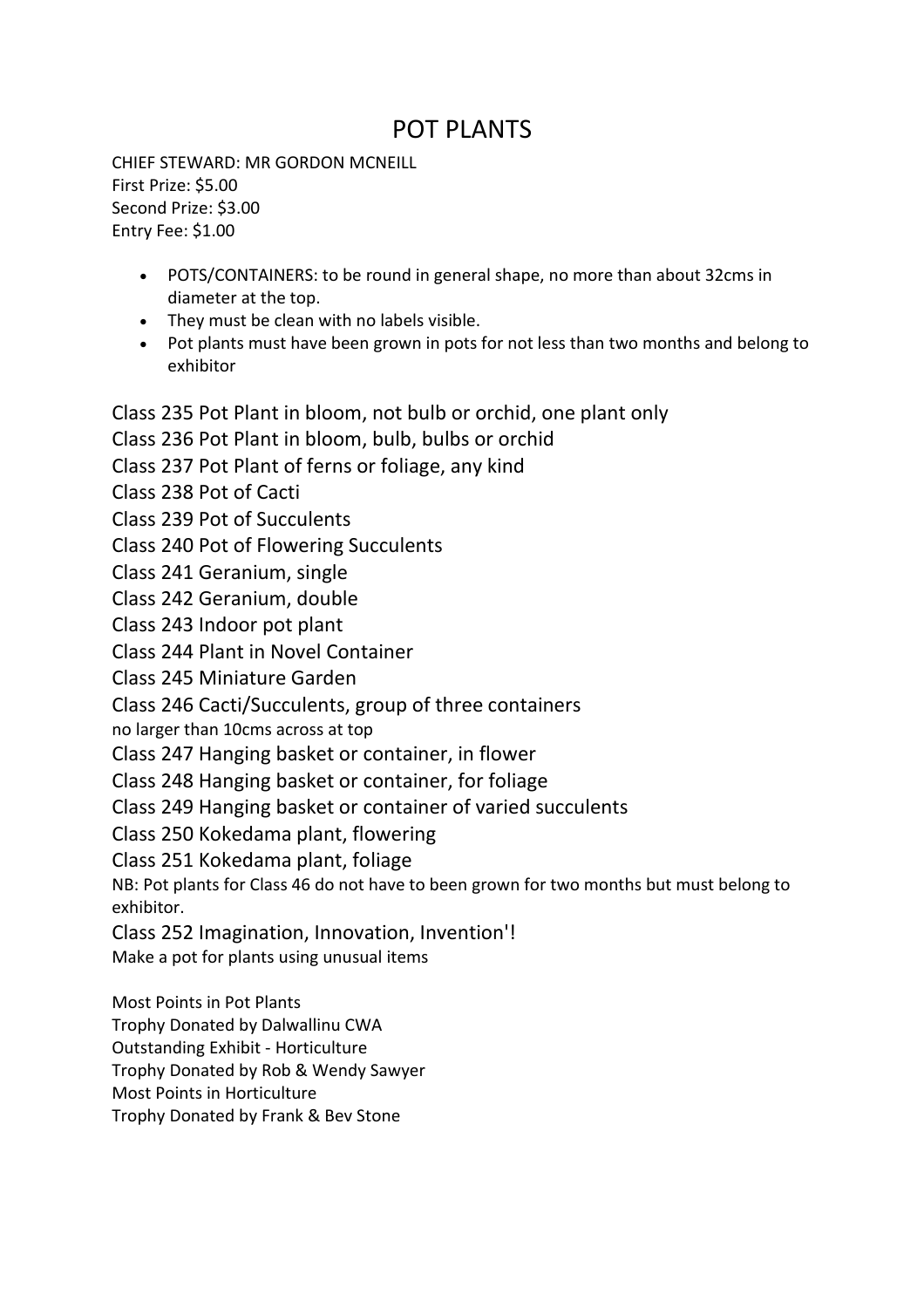# POT PLANTS

CHIEF STEWARD: MR GORDON MCNEILL
First Prize: $5.00
Second Prize: $3.00
Entry Fee: $1.00

- POTS/CONTAINERS: to be round in general shape, no more than about 32cms in diameter at the top.
- They must be clean with no labels visible.
- Pot plants must have been grown in pots for not less than two months and belong to exhibitor

Class 235 Pot Plant in bloom, not bulb or orchid, one plant only
Class 236 Pot Plant in bloom, bulb, bulbs or orchid
Class 237 Pot Plant of ferns or foliage, any kind
Class 238 Pot of Cacti
Class 239 Pot of Succulents
Class 240 Pot of Flowering Succulents
Class 241 Geranium, single
Class 242 Geranium, double
Class 243 Indoor pot plant
Class 244 Plant in Novel Container
Class 245 Miniature Garden
Class 246 Cacti/Succulents, group of three containers
no larger than 10cms across at top
Class 247 Hanging basket or container, in flower
Class 248 Hanging basket or container, for foliage
Class 249 Hanging basket or container of varied succulents
Class 250 Kokedama plant, flowering
Class 251 Kokedama plant, foliage
NB: Pot plants for Class 46 do not have to been grown for two months but must belong to exhibitor.
Class 252 Imagination, Innovation, Invention'!
Make a pot for plants using unusual items

Most Points in Pot Plants
Trophy Donated by Dalwallinu CWA
Outstanding Exhibit - Horticulture
Trophy Donated by Rob & Wendy Sawyer
Most Points in Horticulture
Trophy Donated by Frank & Bev Stone